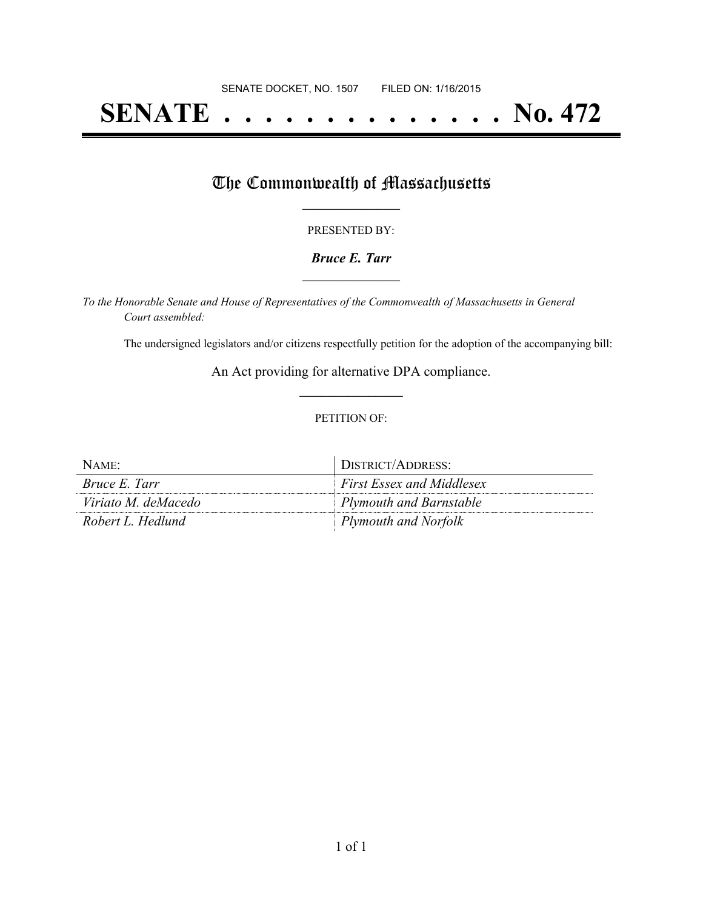SENATE DOCKET, NO. 1507        FILED ON: 1/16/2015

# SENATE . . . . . . . . . . . . . . No. 472

## The Commonwealth of Massachusetts

PRESENTED BY:

***Bruce E. Tarr***

*To the Honorable Senate and House of Representatives of the Commonwealth of Massachusetts in General Court assembled:*

The undersigned legislators and/or citizens respectfully petition for the adoption of the accompanying bill:

An Act providing for alternative DPA compliance.

PETITION OF:

| NAME: | DISTRICT/ADDRESS: |
| --- | --- |
| *Bruce E. Tarr* | *First Essex and Middlesex* |
| *Viriato M. deMacedo* | *Plymouth and Barnstable* |
| *Robert L. Hedlund* | *Plymouth and Norfolk* |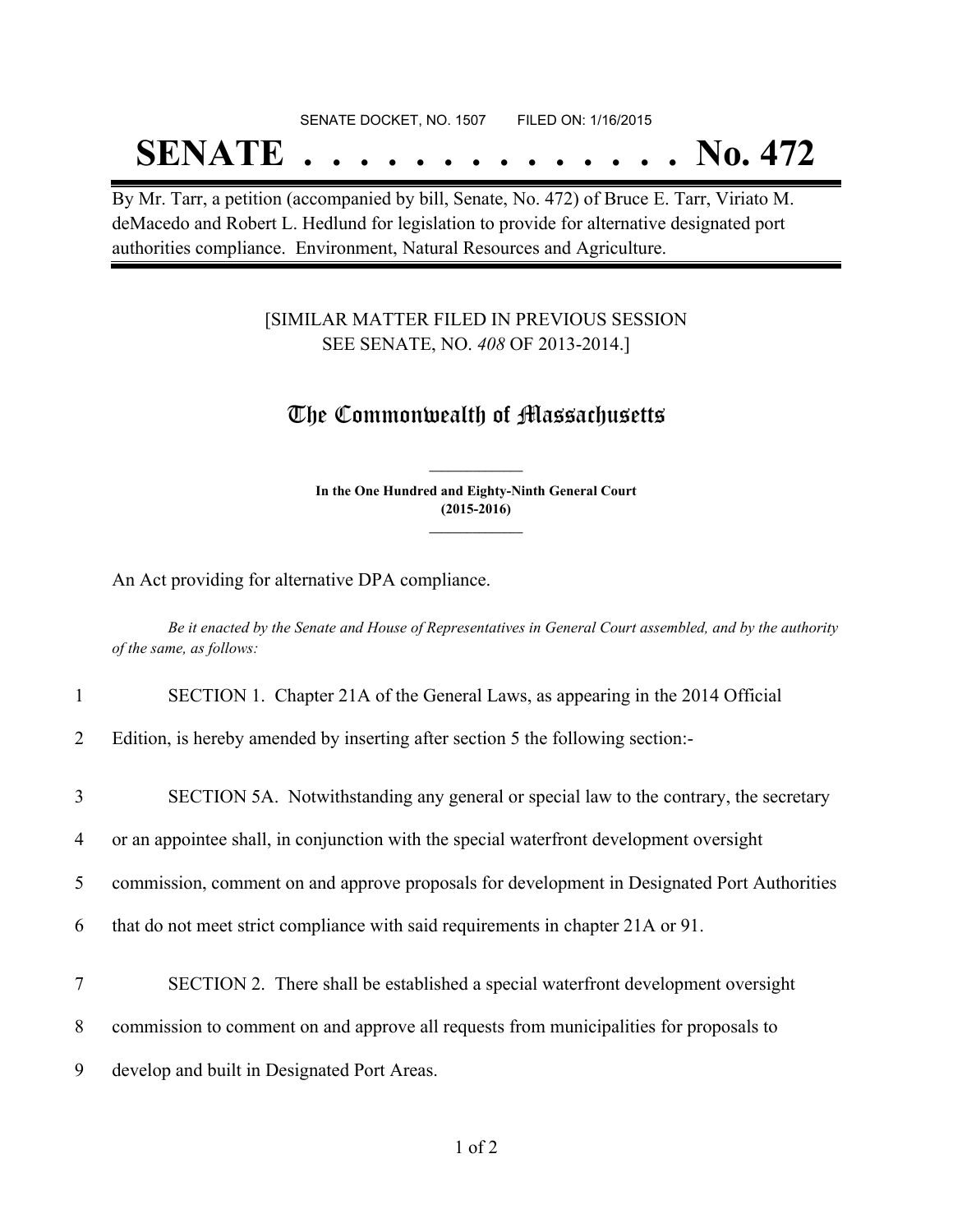SENATE DOCKET, NO. 1507        FILED ON: 1/16/2015

# SENATE . . . . . . . . . . . . . . No. 472

By Mr. Tarr, a petition (accompanied by bill, Senate, No. 472) of Bruce E. Tarr, Viriato M. deMacedo and Robert L. Hedlund for legislation to provide for alternative designated port authorities compliance. Environment, Natural Resources and Agriculture.

[SIMILAR MATTER FILED IN PREVIOUS SESSION SEE SENATE, NO. *408* OF 2013-2014.]

## The Commonwealth of Massachusetts

**In the One Hundred and Eighty-Ninth General Court (2015-2016)**

An Act providing for alternative DPA compliance.

*Be it enacted by the Senate and House of Representatives in General Court assembled, and by the authority of the same, as follows:*

1 SECTION 1. Chapter 21A of the General Laws, as appearing in the 2014 Official
2 Edition, is hereby amended by inserting after section 5 the following section:-

3 SECTION 5A. Notwithstanding any general or special law to the contrary, the secretary
4 or an appointee shall, in conjunction with the special waterfront development oversight
5 commission, comment on and approve proposals for development in Designated Port Authorities
6 that do not meet strict compliance with said requirements in chapter 21A or 91.

7 SECTION 2. There shall be established a special waterfront development oversight
8 commission to comment on and approve all requests from municipalities for proposals to
9 develop and built in Designated Port Areas.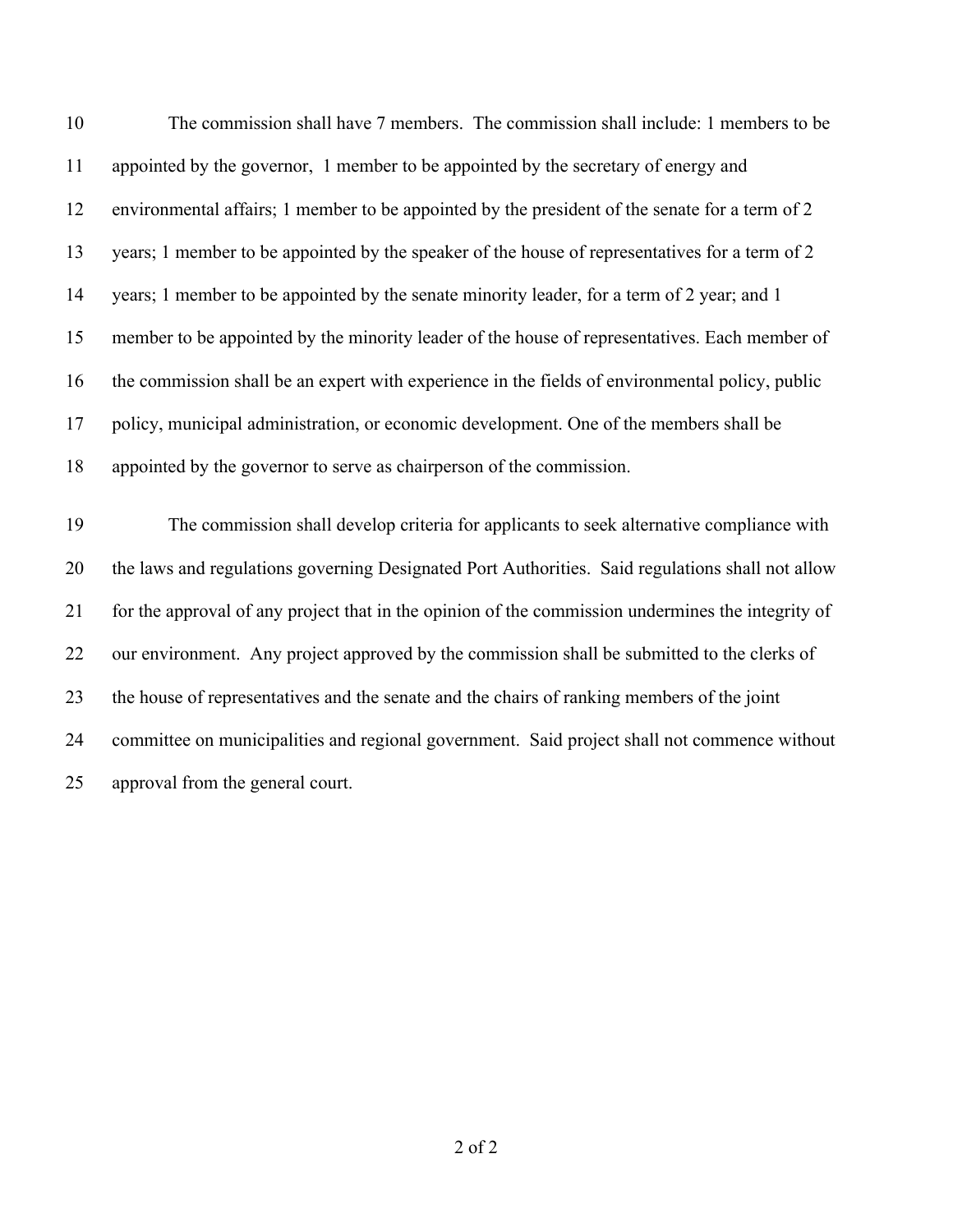The commission shall have 7 members. The commission shall include: 1 members to be appointed by the governor, 1 member to be appointed by the secretary of energy and environmental affairs; 1 member to be appointed by the president of the senate for a term of 2 years; 1 member to be appointed by the speaker of the house of representatives for a term of 2 years; 1 member to be appointed by the senate minority leader, for a term of 2 year; and 1 member to be appointed by the minority leader of the house of representatives. Each member of the commission shall be an expert with experience in the fields of environmental policy, public policy, municipal administration, or economic development. One of the members shall be appointed by the governor to serve as chairperson of the commission.

The commission shall develop criteria for applicants to seek alternative compliance with the laws and regulations governing Designated Port Authorities. Said regulations shall not allow for the approval of any project that in the opinion of the commission undermines the integrity of our environment. Any project approved by the commission shall be submitted to the clerks of the house of representatives and the senate and the chairs of ranking members of the joint committee on municipalities and regional government. Said project shall not commence without approval from the general court.